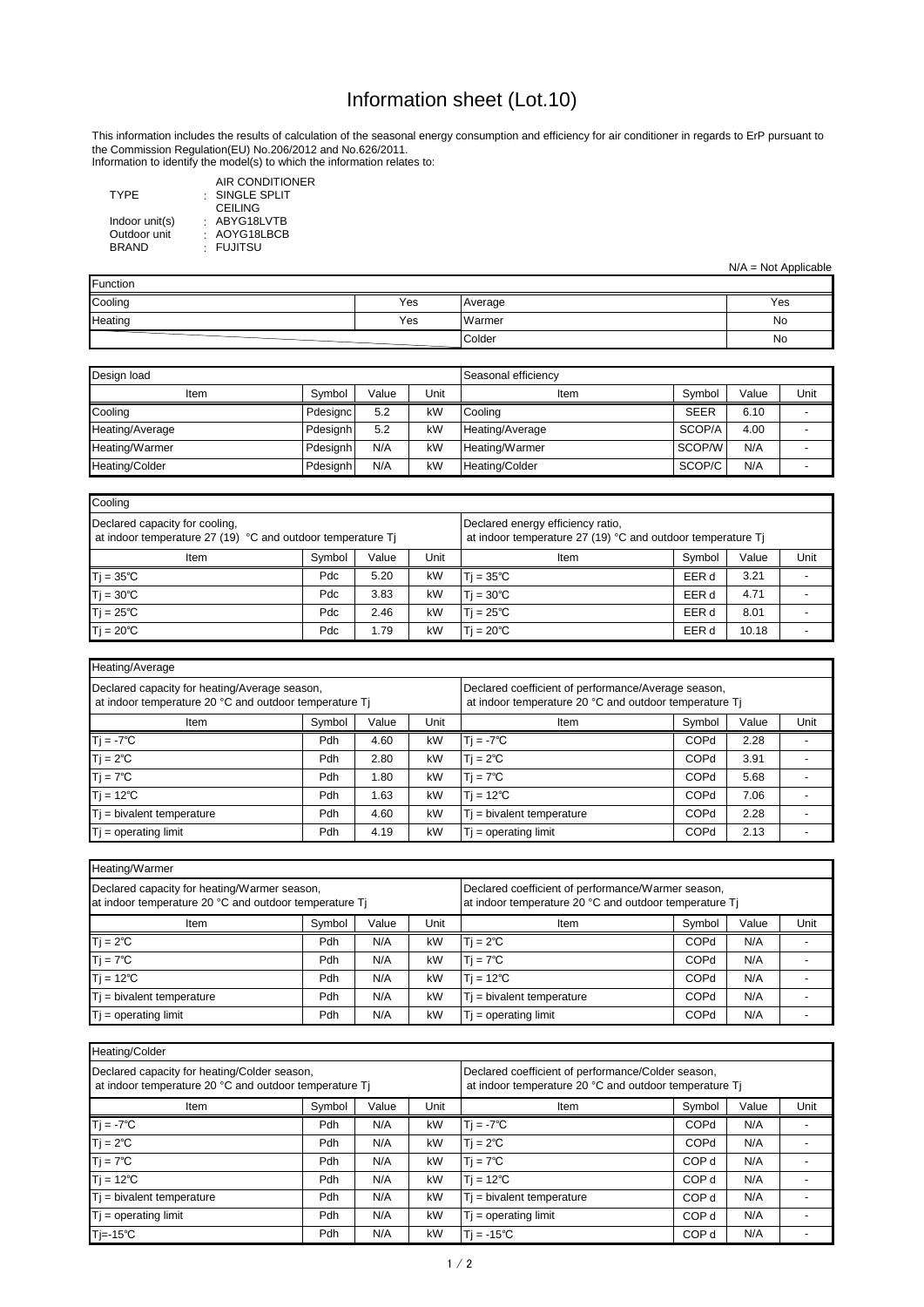# Information sheet (Lot.10)

This information includes the results of calculation of the seasonal energy consumption and efficiency for air conditioner in regards to ErP pursuant to the Commission Regulation(EU) No.206/2012 and No.626/2011.
Information to identify the model(s) to which the information relates to:

| | | |
|---|---|---|
| TYPE | : | AIR CONDITIONER SINGLE SPLIT CEILING |
| Indoor unit(s) | : | ABYG18LVTB |
| Outdoor unit | : | AOYG18LBCB |
| BRAND | : | FUJITSU |

N/A = Not Applicable

| Function | | | |
|---|---|---|---|
| Cooling | Yes | Average | Yes |
| Heating | Yes | Warmer | No |
| | | Colder | No |

| Design load | | | | Seasonal efficiency | | | |
|---|---|---|---|---|---|---|---|
| Item | Symbol | Value | Unit | Item | Symbol | Value | Unit |
| Cooling | Pdesignc | 5.2 | kW | Cooling | SEER | 6.10 | - |
| Heating/Average | Pdesignh | 5.2 | kW | Heating/Average | SCOP/A | 4.00 | - |
| Heating/Warmer | Pdesignh | N/A | kW | Heating/Warmer | SCOP/W | N/A | - |
| Heating/Colder | Pdesignh | N/A | kW | Heating/Colder | SCOP/C | N/A | - |

| Cooling | | | | | | | |
|---|---|---|---|---|---|---|---|
| Declared capacity for cooling, at indoor temperature 27 (19) °C and outdoor temperature Tj | | | | Declared energy efficiency ratio, at indoor temperature 27 (19) °C and outdoor temperature Tj | | | |
| Item | Symbol | Value | Unit | Item | Symbol | Value | Unit |
| Tj = 35℃ | Pdc | 5.20 | kW | Tj = 35℃ | EER d | 3.21 | - |
| Tj = 30℃ | Pdc | 3.83 | kW | Tj = 30℃ | EER d | 4.71 | - |
| Tj = 25℃ | Pdc | 2.46 | kW | Tj = 25℃ | EER d | 8.01 | - |
| Tj = 20℃ | Pdc | 1.79 | kW | Tj = 20℃ | EER d | 10.18 | - |

| Heating/Average | | | | | | | |
|---|---|---|---|---|---|---|---|
| Declared capacity for heating/Average season, at indoor temperature 20 °C and outdoor temperature Tj | | | | Declared coefficient of performance/Average season, at indoor temperature 20 °C and outdoor temperature Tj | | | |
| Item | Symbol | Value | Unit | Item | Symbol | Value | Unit |
| Tj = -7℃ | Pdh | 4.60 | kW | Tj = -7℃ | COPd | 2.28 | - |
| Tj = 2℃ | Pdh | 2.80 | kW | Tj = 2℃ | COPd | 3.91 | - |
| Tj = 7℃ | Pdh | 1.80 | kW | Tj = 7℃ | COPd | 5.68 | - |
| Tj = 12℃ | Pdh | 1.63 | kW | Tj = 12℃ | COPd | 7.06 | - |
| Tj = bivalent temperature | Pdh | 4.60 | kW | Tj = bivalent temperature | COPd | 2.28 | - |
| Tj = operating limit | Pdh | 4.19 | kW | Tj = operating limit | COPd | 2.13 | - |

| Heating/Warmer | | | | | | | |
|---|---|---|---|---|---|---|---|
| Declared capacity for heating/Warmer season, at indoor temperature 20 °C and outdoor temperature Tj | | | | Declared coefficient of performance/Warmer season, at indoor temperature 20 °C and outdoor temperature Tj | | | |
| Item | Symbol | Value | Unit | Item | Symbol | Value | Unit |
| Tj = 2℃ | Pdh | N/A | kW | Tj = 2℃ | COPd | N/A | - |
| Tj = 7℃ | Pdh | N/A | kW | Tj = 7℃ | COPd | N/A | - |
| Tj = 12℃ | Pdh | N/A | kW | Tj = 12℃ | COPd | N/A | - |
| Tj = bivalent temperature | Pdh | N/A | kW | Tj = bivalent temperature | COPd | N/A | - |
| Tj = operating limit | Pdh | N/A | kW | Tj = operating limit | COPd | N/A | - |

| Heating/Colder | | | | | | | |
|---|---|---|---|---|---|---|---|
| Declared capacity for heating/Colder season, at indoor temperature 20 °C and outdoor temperature Tj | | | | Declared coefficient of performance/Colder season, at indoor temperature 20 °C and outdoor temperature Tj | | | |
| Item | Symbol | Value | Unit | Item | Symbol | Value | Unit |
| Tj = -7℃ | Pdh | N/A | kW | Tj = -7℃ | COPd | N/A | - |
| Tj = 2℃ | Pdh | N/A | kW | Tj = 2℃ | COPd | N/A | - |
| Tj = 7℃ | Pdh | N/A | kW | Tj = 7℃ | COP d | N/A | - |
| Tj = 12℃ | Pdh | N/A | kW | Tj = 12℃ | COP d | N/A | - |
| Tj = bivalent temperature | Pdh | N/A | kW | Tj = bivalent temperature | COP d | N/A | - |
| Tj = operating limit | Pdh | N/A | kW | Tj = operating limit | COP d | N/A | - |
| Tj=-15℃ | Pdh | N/A | kW | Tj = -15℃ | COP d | N/A | - |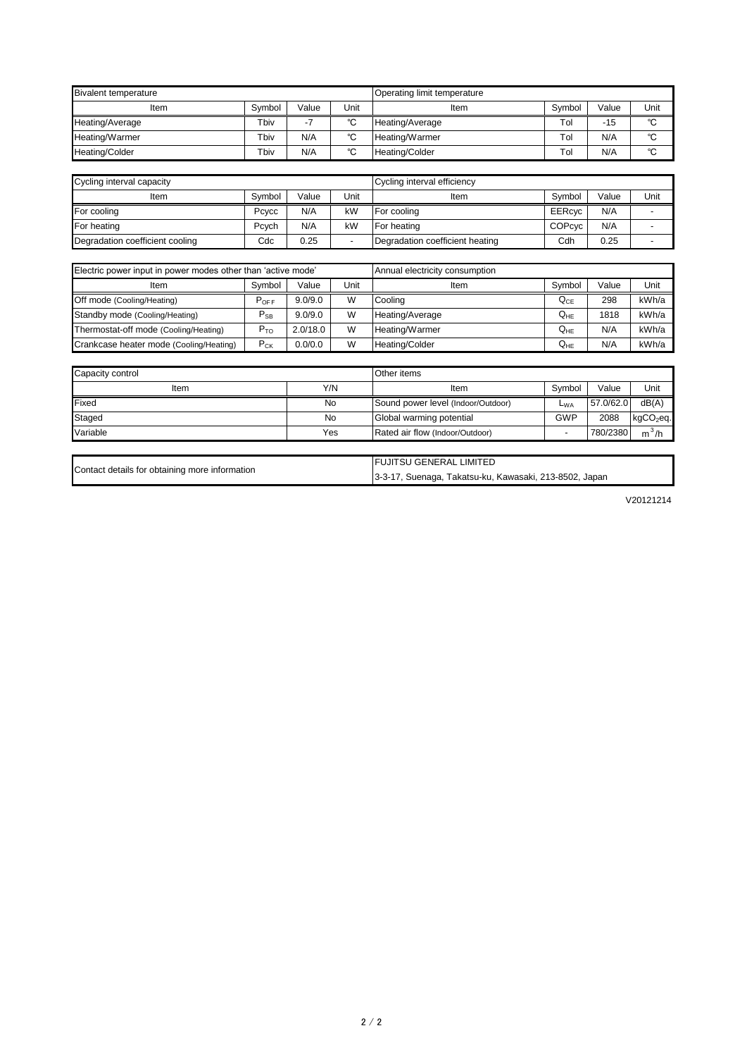| Bivalent temperature | | | | Operating limit temperature | | | |
|---|---|---|---|---|---|---|---|
| Item | Symbol | Value | Unit | Item | Symbol | Value | Unit |
| Heating/Average | Tbiv | -7 | ℃ | Heating/Average | Tol | -15 | ℃ |
| Heating/Warmer | Tbiv | N/A | ℃ | Heating/Warmer | Tol | N/A | ℃ |
| Heating/Colder | Tbiv | N/A | ℃ | Heating/Colder | Tol | N/A | ℃ |

| Cycling interval capacity | | | | Cycling interval efficiency | | | |
|---|---|---|---|---|---|---|---|
| Item | Symbol | Value | Unit | Item | Symbol | Value | Unit |
| For cooling | Pcycc | N/A | kW | For cooling | EERcyc | N/A | - |
| For heating | Pcych | N/A | kW | For heating | COPcyc | N/A | - |
| Degradation coefficient cooling | Cdc | 0.25 | - | Degradation coefficient heating | Cdh | 0.25 | - |

| Electric power input in power modes other than 'active mode' | | | | Annual electricity consumption | | | |
|---|---|---|---|---|---|---|---|
| Item | Symbol | Value | Unit | Item | Symbol | Value | Unit |
| Off mode (Cooling/Heating) | $P_{OFF}$ | 9.0/9.0 | W | Cooling | $Q_{CE}$ | 298 | kWh/a |
| Standby mode (Cooling/Heating) | $P_{SB}$ | 9.0/9.0 | W | Heating/Average | $Q_{HE}$ | 1818 | kWh/a |
| Thermostat-off mode (Cooling/Heating) | $P_{TO}$ | 2.0/18.0 | W | Heating/Warmer | $Q_{HE}$ | N/A | kWh/a |
| Crankcase heater mode (Cooling/Heating) | $P_{CK}$ | 0.0/0.0 | W | Heating/Colder | $Q_{HE}$ | N/A | kWh/a |

| Capacity control | | Other items | | | |
|---|---|---|---|---|---|
| Item | Y/N | Item | Symbol | Value | Unit |
| Fixed | No | Sound power level (Indoor/Outdoor) | $L_{WA}$ | 57.0/62.0 | dB(A) |
| Staged | No | Global warming potential | GWP | 2088 | $kgCO_2eq.$ |
| Variable | Yes | Rated air flow (Indoor/Outdoor) | - | 780/2380 | $m^3/h$ |

| | |
|---|---|
| Contact details for obtaining more information | FUJITSU GENERAL LIMITED<br>3-3-17, Suenaga, Takatsu-ku, Kawasaki, 213-8502, Japan |

V20121214